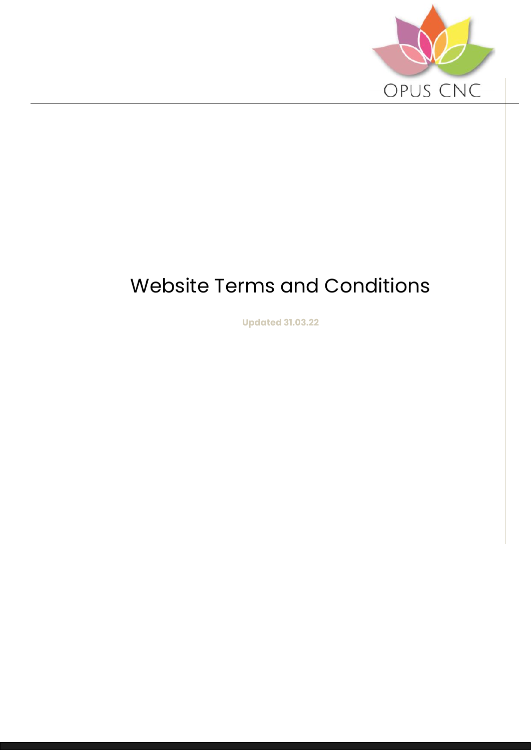OPUS CNC

# Website Terms and Conditions

**Updated 31.03.22**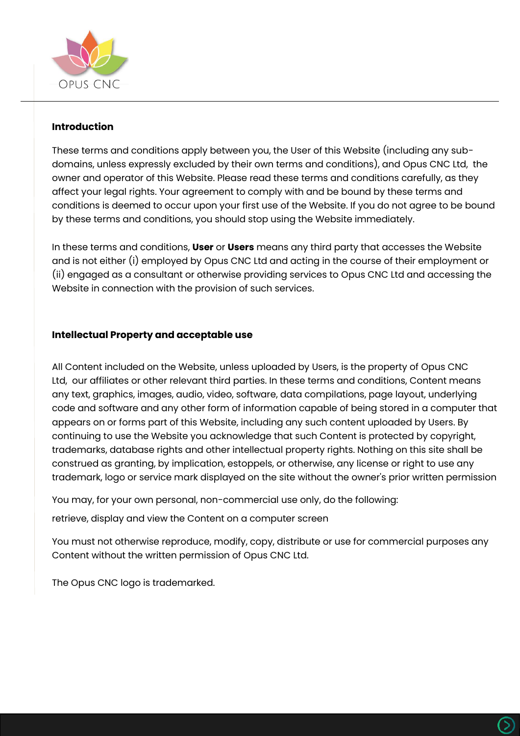## Introduction

These terms and conditions apply between you, the User of this Website (including any sub-domains, unless expressly excluded by their own terms and conditions), and Opus CNC Ltd, the owner and operator of this Website. Please read these terms and conditions carefully, as they affect your legal rights. Your agreement to comply with and be bound by these terms and conditions is deemed to occur upon your first use of the Website. If you do not agree to be bound by these terms and conditions, you should stop using the Website immediately.

In these terms and conditions, **User** or **Users** means any third party that accesses the Website and is not either (i) employed by Opus CNC Ltd and acting in the course of their employment or (ii) engaged as a consultant or otherwise providing services to Opus CNC Ltd and accessing the Website in connection with the provision of such services.

## Intellectual Property and acceptable use

All Content included on the Website, unless uploaded by Users, is the property of Opus CNC Ltd, our affiliates or other relevant third parties. In these terms and conditions, Content means any text, graphics, images, audio, video, software, data compilations, page layout, underlying code and software and any other form of information capable of being stored in a computer that appears on or forms part of this Website, including any such content uploaded by Users. By continuing to use the Website you acknowledge that such Content is protected by copyright, trademarks, database rights and other intellectual property rights. Nothing on this site shall be construed as granting, by implication, estoppels, or otherwise, any license or right to use any trademark, logo or service mark displayed on the site without the owner's prior written permission

You may, for your own personal, non-commercial use only, do the following:

retrieve, display and view the Content on a computer screen

You must not otherwise reproduce, modify, copy, distribute or use for commercial purposes any Content without the written permission of Opus CNC Ltd.

The Opus CNC logo is trademarked.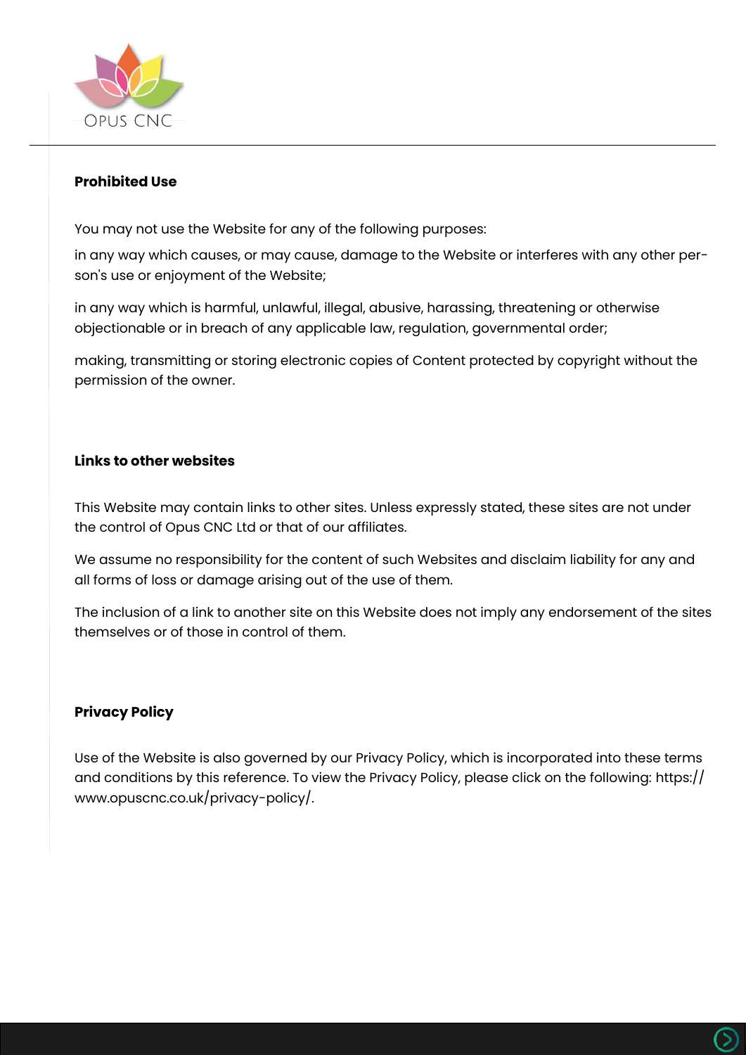## Prohibited Use

You may not use the Website for any of the following purposes:

in any way which causes, or may cause, damage to the Website or interferes with any other person's use or enjoyment of the Website;

in any way which is harmful, unlawful, illegal, abusive, harassing, threatening or otherwise objectionable or in breach of any applicable law, regulation, governmental order;

making, transmitting or storing electronic copies of Content protected by copyright without the permission of the owner.

## Links to other websites

This Website may contain links to other sites. Unless expressly stated, these sites are not under the control of Opus CNC Ltd or that of our affiliates.

We assume no responsibility for the content of such Websites and disclaim liability for any and all forms of loss or damage arising out of the use of them.

The inclusion of a link to another site on this Website does not imply any endorsement of the sites themselves or of those in control of them.

## Privacy Policy

Use of the Website is also governed by our Privacy Policy, which is incorporated into these terms and conditions by this reference. To view the Privacy Policy, please click on the following: https://www.opuscnc.co.uk/privacy-policy/.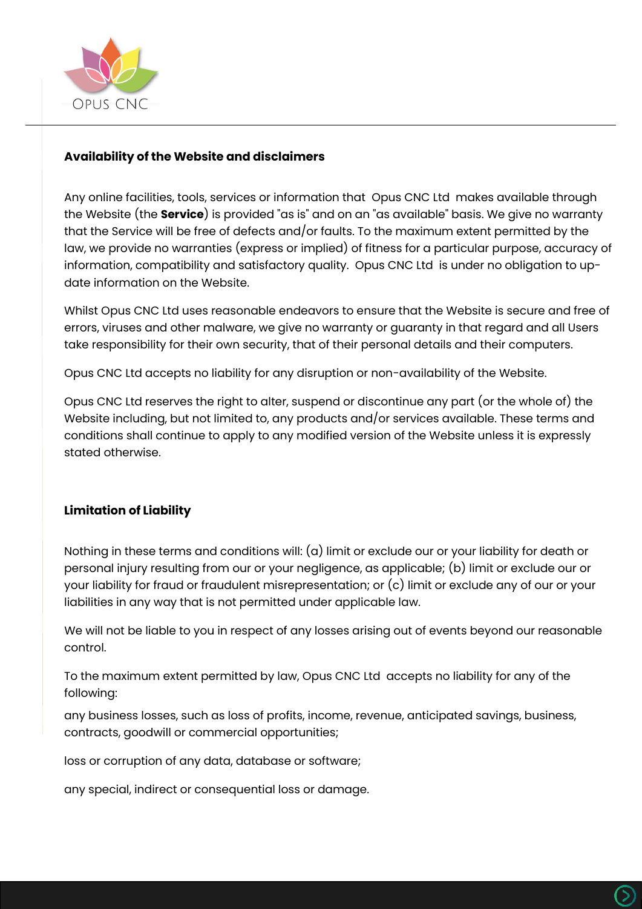## Availability of the Website and disclaimers

Any online facilities, tools, services or information that Opus CNC Ltd makes available through the Website (the **Service**) is provided "as is" and on an "as available" basis. We give no warranty that the Service will be free of defects and/or faults. To the maximum extent permitted by the law, we provide no warranties (express or implied) of fitness for a particular purpose, accuracy of information, compatibility and satisfactory quality. Opus CNC Ltd is under no obligation to update information on the Website.

Whilst Opus CNC Ltd uses reasonable endeavors to ensure that the Website is secure and free of errors, viruses and other malware, we give no warranty or guaranty in that regard and all Users take responsibility for their own security, that of their personal details and their computers.

Opus CNC Ltd accepts no liability for any disruption or non-availability of the Website.

Opus CNC Ltd reserves the right to alter, suspend or discontinue any part (or the whole of) the Website including, but not limited to, any products and/or services available. These terms and conditions shall continue to apply to any modified version of the Website unless it is expressly stated otherwise.

## Limitation of Liability

Nothing in these terms and conditions will: (a) limit or exclude our or your liability for death or personal injury resulting from our or your negligence, as applicable; (b) limit or exclude our or your liability for fraud or fraudulent misrepresentation; or (c) limit or exclude any of our or your liabilities in any way that is not permitted under applicable law.

We will not be liable to you in respect of any losses arising out of events beyond our reasonable control.

To the maximum extent permitted by law, Opus CNC Ltd accepts no liability for any of the following:

any business losses, such as loss of profits, income, revenue, anticipated savings, business, contracts, goodwill or commercial opportunities;

loss or corruption of any data, database or software;

any special, indirect or consequential loss or damage.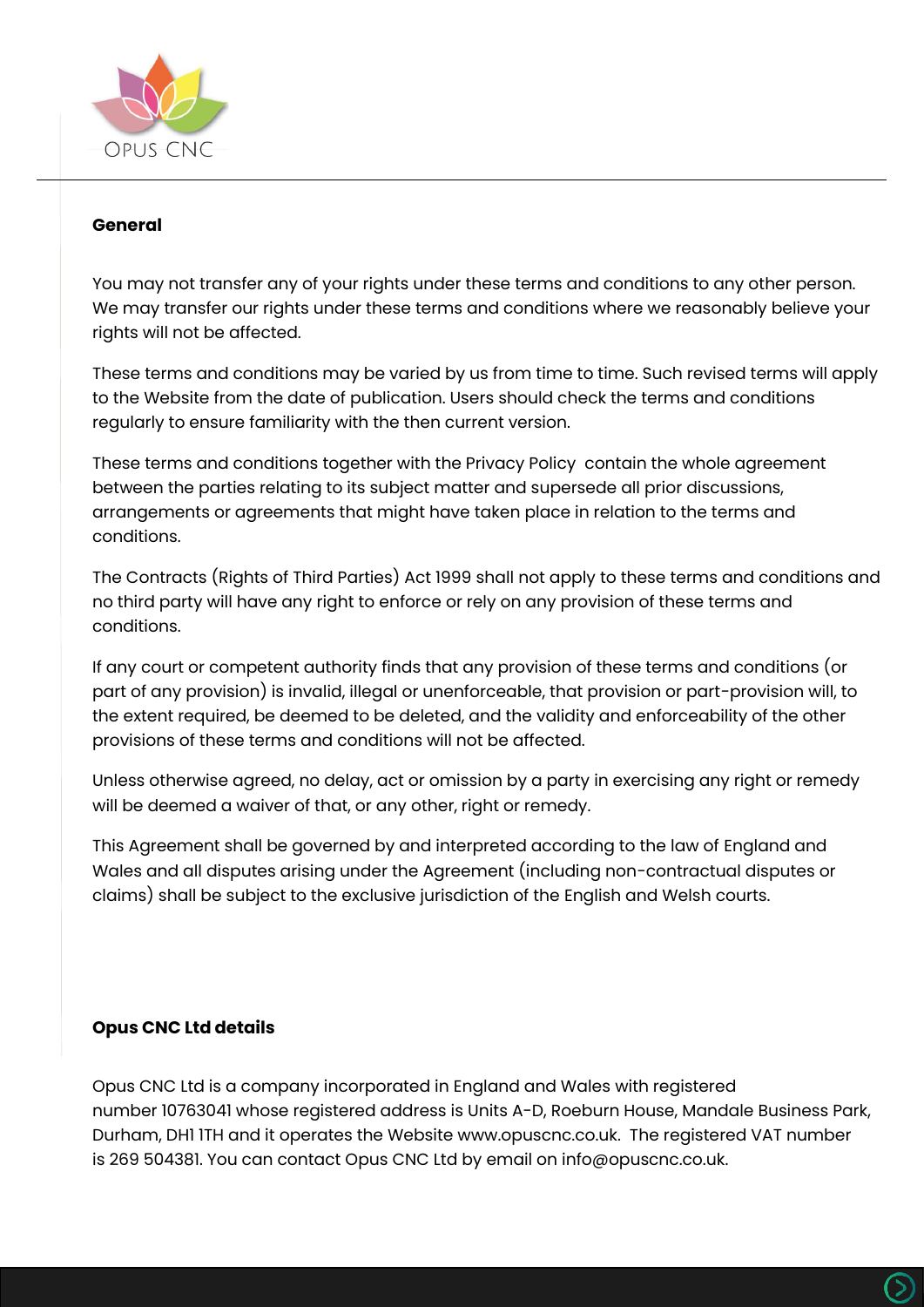## General

You may not transfer any of your rights under these terms and conditions to any other person. We may transfer our rights under these terms and conditions where we reasonably believe your rights will not be affected.

These terms and conditions may be varied by us from time to time. Such revised terms will apply to the Website from the date of publication. Users should check the terms and conditions regularly to ensure familiarity with the then current version.

These terms and conditions together with the Privacy Policy contain the whole agreement between the parties relating to its subject matter and supersede all prior discussions, arrangements or agreements that might have taken place in relation to the terms and conditions.

The Contracts (Rights of Third Parties) Act 1999 shall not apply to these terms and conditions and no third party will have any right to enforce or rely on any provision of these terms and conditions.

If any court or competent authority finds that any provision of these terms and conditions (or part of any provision) is invalid, illegal or unenforceable, that provision or part-provision will, to the extent required, be deemed to be deleted, and the validity and enforceability of the other provisions of these terms and conditions will not be affected.

Unless otherwise agreed, no delay, act or omission by a party in exercising any right or remedy will be deemed a waiver of that, or any other, right or remedy.

This Agreement shall be governed by and interpreted according to the law of England and Wales and all disputes arising under the Agreement (including non-contractual disputes or claims) shall be subject to the exclusive jurisdiction of the English and Welsh courts.

## Opus CNC Ltd details

Opus CNC Ltd is a company incorporated in England and Wales with registered number 10763041 whose registered address is Units A-D, Roeburn House, Mandale Business Park, Durham, DH1 1TH and it operates the Website www.opuscnc.co.uk. The registered VAT number is 269 504381. You can contact Opus CNC Ltd by email on info@opuscnc.co.uk.